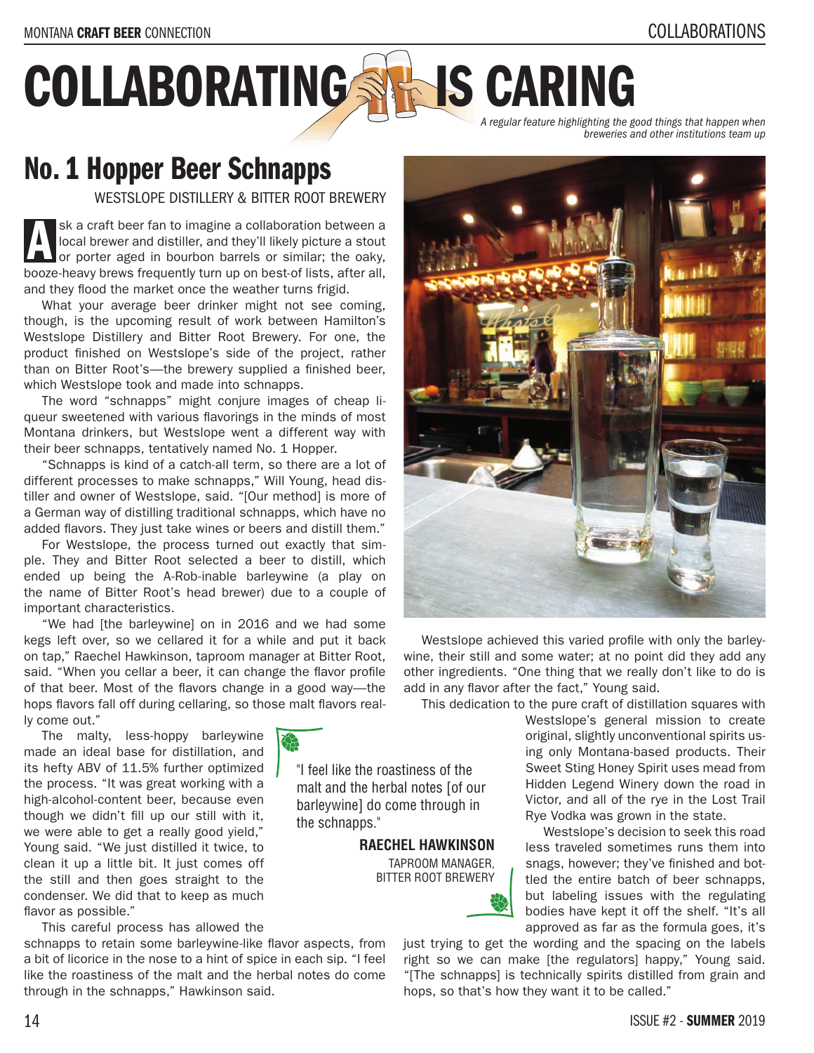# COLLABORATING IS CARING

*A regular feature highlighting the good things that happen when breweries and other institutions team up*

## No. 1 Hopper Beer Schnapps

WESTSLOPE DISTILLERY & BITTER ROOT BREWERY

Ask a craft beer fan to imagine a collaboration between a local brewer and distiller, and they'll likely picture a stout or porter aged in bourbon barrels or similar; the oaky, booze-heavy brews frequently turn up on best-of lists, after all, and they flood the market once the weather turns frigid.

What your average beer drinker might not see coming, though, is the upcoming result of work between Hamilton's Westslope Distillery and Bitter Root Brewery. For one, the product finished on Westslope's side of the project, rather than on Bitter Root's—the brewery supplied a finished beer, which Westslope took and made into schnapps.

The word "schnapps" might conjure images of cheap liqueur sweetened with various flavorings in the minds of most Montana drinkers, but Westslope went a different way with their beer schnapps, tentatively named No. 1 Hopper.

"Schnapps is kind of a catch-all term, so there are a lot of different processes to make schnapps," Will Young, head distiller and owner of Westslope, said. "[Our method] is more of a German way of distilling traditional schnapps, which have no added flavors. They just take wines or beers and distill them."

For Westslope, the process turned out exactly that simple. They and Bitter Root selected a beer to distill, which ended up being the A-Rob-inable barleywine (a play on the name of Bitter Root's head brewer) due to a couple of important characteristics.

"We had [the barleywine] on in 2016 and we had some kegs left over, so we cellared it for a while and put it back on tap," Raechel Hawkinson, taproom manager at Bitter Root, said. "When you cellar a beer, it can change the flavor profile of that beer. Most of the flavors change in a good way—the hops flavors fall off during cellaring, so those malt flavors really come out."

The malty, less-hoppy barleywine made an ideal base for distillation, and its hefty ABV of 11.5% further optimized the process. "It was great working with a high-alcohol-content beer, because even though we didn't fill up our still with it, we were able to get a really good yield," Young said. "We just distilled it twice, to clean it up a little bit. It just comes off the still and then goes straight to the condenser. We did that to keep as much flavor as possible."

This careful process has allowed the schnapps to retain some barleywine-like flavor aspects, from a bit of licorice in the nose to a hint of spice in each sip. "I feel like the roastiness of the malt and the herbal notes do come through in the schnapps," Hawkinson said.

> "I feel like the roastiness of the malt and the herbal notes [of our barleywine] do come through in the schnapps."
>
> **RAECHEL HAWKINSON**
> TAPROOM MANAGER, BITTER ROOT BREWERY

Westslope achieved this varied profile with only the barleywine, their still and some water; at no point did they add any other ingredients. "One thing that we really don't like to do is add in any flavor after the fact," Young said.

This dedication to the pure craft of distillation squares with Westslope's general mission to create original, slightly unconventional spirits using only Montana-based products. Their Sweet Sting Honey Spirit uses mead from Hidden Legend Winery down the road in Victor, and all of the rye in the Lost Trail Rye Vodka was grown in the state.

Westslope's decision to seek this road less traveled sometimes runs them into snags, however; they've finished and bottled the entire batch of beer schnapps, but labeling issues with the regulating bodies have kept it off the shelf. "It's all approved as far as the formula goes, it's just trying to get the wording and the spacing on the labels right so we can make [the regulators] happy," Young said. "[The schnapps] is technically spirits distilled from grain and hops, so that's how they want it to be called."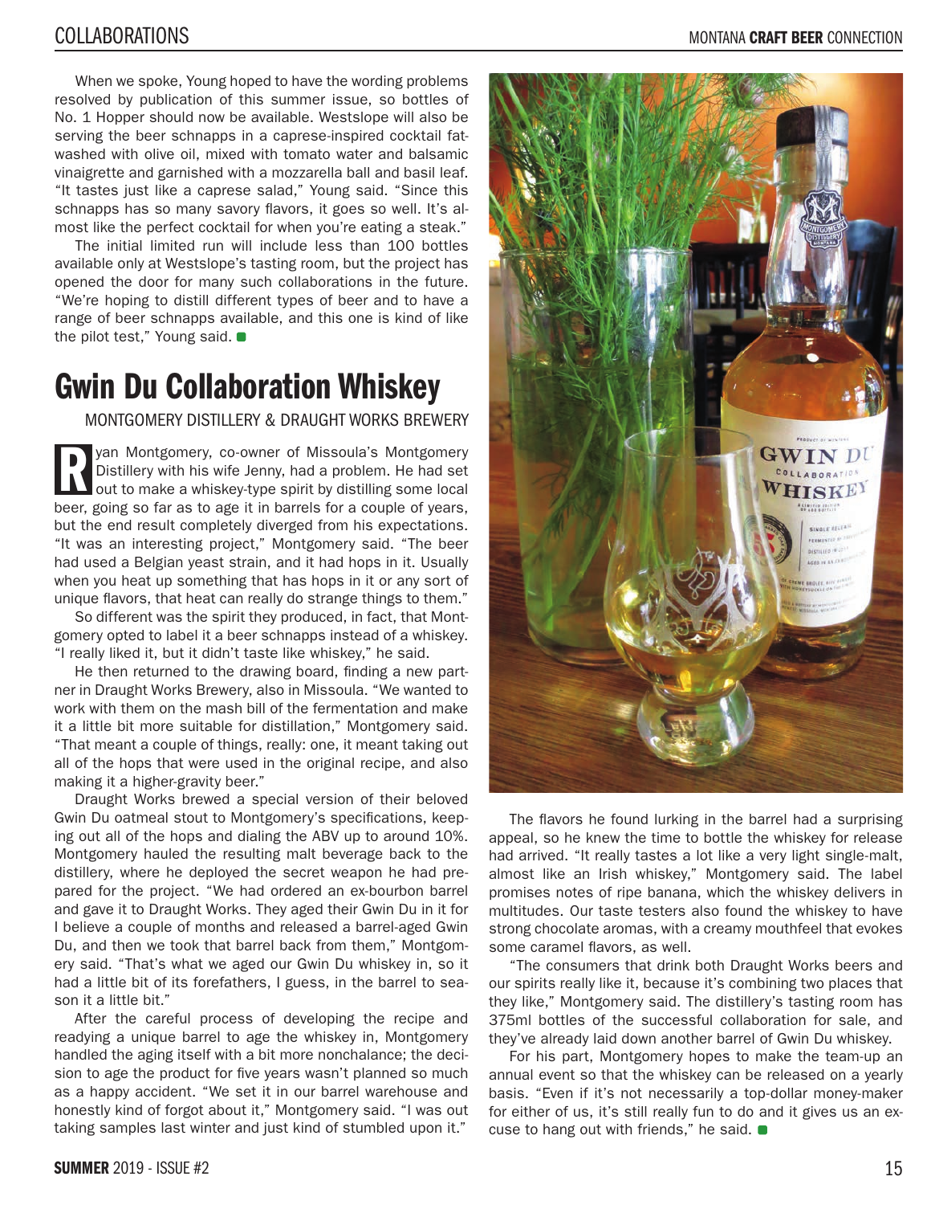When we spoke, Young hoped to have the wording problems resolved by publication of this summer issue, so bottles of No. 1 Hopper should now be available. Westslope will also be serving the beer schnapps in a caprese-inspired cocktail fat-washed with olive oil, mixed with tomato water and balsamic vinaigrette and garnished with a mozzarella ball and basil leaf. "It tastes just like a caprese salad," Young said. "Since this schnapps has so many savory flavors, it goes so well. It's almost like the perfect cocktail for when you're eating a steak."

The initial limited run will include less than 100 bottles available only at Westslope's tasting room, but the project has opened the door for many such collaborations in the future. "We're hoping to distill different types of beer and to have a range of beer schnapps available, and this one is kind of like the pilot test," Young said.

# Gwin Du Collaboration Whiskey

MONTGOMERY DISTILLERY & DRAUGHT WORKS BREWERY

Ryan Montgomery, co-owner of Missoula's Montgomery Distillery with his wife Jenny, had a problem. He had set out to make a whiskey-type spirit by distilling some local beer, going so far as to age it in barrels for a couple of years, but the end result completely diverged from his expectations. "It was an interesting project," Montgomery said. "The beer had used a Belgian yeast strain, and it had hops in it. Usually when you heat up something that has hops in it or any sort of unique flavors, that heat can really do strange things to them."

So different was the spirit they produced, in fact, that Montgomery opted to label it a beer schnapps instead of a whiskey. "I really liked it, but it didn't taste like whiskey," he said.

He then returned to the drawing board, finding a new partner in Draught Works Brewery, also in Missoula. "We wanted to work with them on the mash bill of the fermentation and make it a little bit more suitable for distillation," Montgomery said. "That meant a couple of things, really: one, it meant taking out all of the hops that were used in the original recipe, and also making it a higher-gravity beer."

Draught Works brewed a special version of their beloved Gwin Du oatmeal stout to Montgomery's specifications, keeping out all of the hops and dialing the ABV up to around 10%. Montgomery hauled the resulting malt beverage back to the distillery, where he deployed the secret weapon he had prepared for the project. "We had ordered an ex-bourbon barrel and gave it to Draught Works. They aged their Gwin Du in it for I believe a couple of months and released a barrel-aged Gwin Du, and then we took that barrel back from them," Montgomery said. "That's what we aged our Gwin Du whiskey in, so it had a little bit of its forefathers, I guess, in the barrel to season it a little bit."

After the careful process of developing the recipe and readying a unique barrel to age the whiskey in, Montgomery handled the aging itself with a bit more nonchalance; the decision to age the product for five years wasn't planned so much as a happy accident. "We set it in our barrel warehouse and honestly kind of forgot about it," Montgomery said. "I was out taking samples last winter and just kind of stumbled upon it."

The flavors he found lurking in the barrel had a surprising appeal, so he knew the time to bottle the whiskey for release had arrived. "It really tastes a lot like a very light single-malt, almost like an Irish whiskey," Montgomery said. The label promises notes of ripe banana, which the whiskey delivers in multitudes. Our taste testers also found the whiskey to have strong chocolate aromas, with a creamy mouthfeel that evokes some caramel flavors, as well.

"The consumers that drink both Draught Works beers and our spirits really like it, because it's combining two places that they like," Montgomery said. The distillery's tasting room has 375ml bottles of the successful collaboration for sale, and they've already laid down another barrel of Gwin Du whiskey.

For his part, Montgomery hopes to make the team-up an annual event so that the whiskey can be released on a yearly basis. "Even if it's not necessarily a top-dollar money-maker for either of us, it's still really fun to do and it gives us an excuse to hang out with friends," he said.